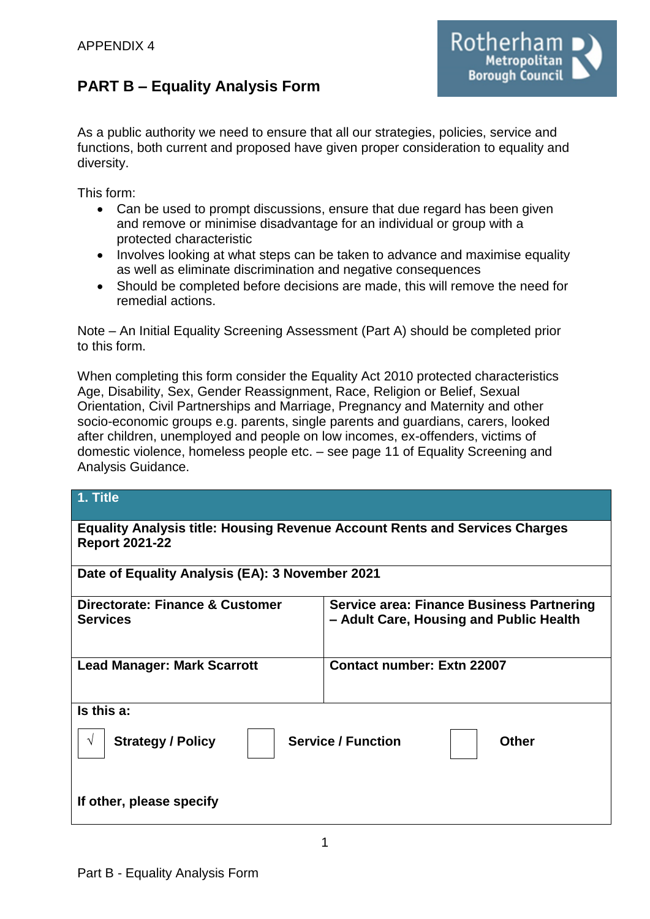APPENDIX 4

# PART B – Equality Analysis Form

As a public authority we need to ensure that all our strategies, policies, service and functions, both current and proposed have given proper consideration to equality and diversity.

This form:

- Can be used to prompt discussions, ensure that due regard has been given and remove or minimise disadvantage for an individual or group with a protected characteristic
- Involves looking at what steps can be taken to advance and maximise equality as well as eliminate discrimination and negative consequences
- Should be completed before decisions are made, this will remove the need for remedial actions.

Note – An Initial Equality Screening Assessment (Part A) should be completed prior to this form.

When completing this form consider the Equality Act 2010 protected characteristics Age, Disability, Sex, Gender Reassignment, Race, Religion or Belief, Sexual Orientation, Civil Partnerships and Marriage, Pregnancy and Maternity and other socio-economic groups e.g. parents, single parents and guardians, carers, looked after children, unemployed and people on low incomes, ex-offenders, victims of domestic violence, homeless people etc. – see page 11 of Equality Screening and Analysis Guidance.

| **1. Title** | |
|---|---|
| **Equality Analysis title: Housing Revenue Account Rents and Services Charges Report 2021-22** | |
| **Date of Equality Analysis (EA): 3 November 2021** | |
| **Directorate: Finance & Customer Services** | **Service area: Finance Business Partnering – Adult Care, Housing and Public Health** |
| **Lead Manager: Mark Scarrott** | **Contact number: Extn 22007** |
| **Is this a:** √ **Strategy / Policy** ☐ **Service / Function** ☐ **Other** | |
| **If other, please specify** | |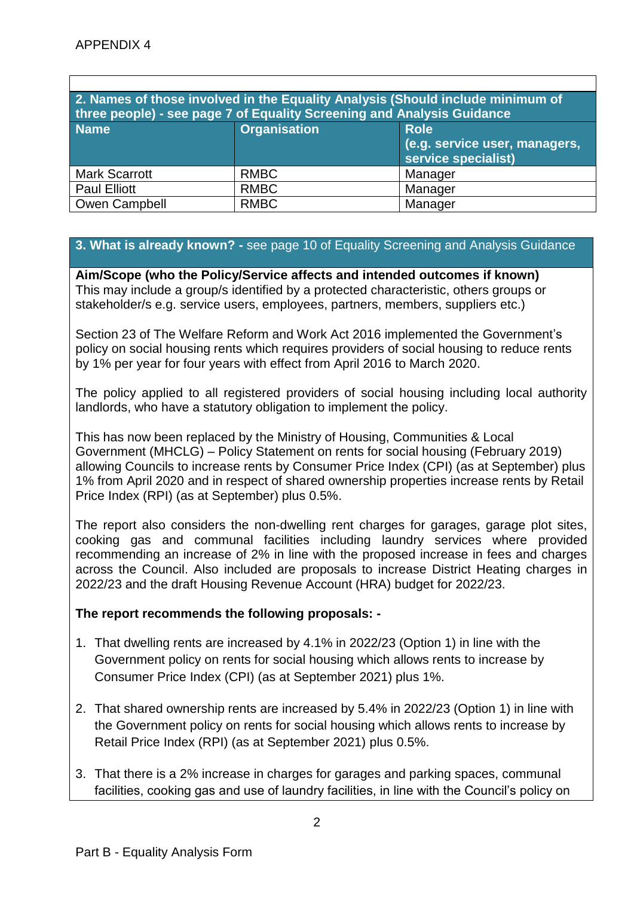APPENDIX 4

| 2. Names of those involved in the Equality Analysis (Should include minimum of three people) - see page 7 of Equality Screening and Analysis Guidance | | |
|---|---|---|
| **Name** | **Organisation** | **Role (e.g. service user, managers, service specialist)** |
| Mark Scarrott | RMBC | Manager |
| Paul Elliott | RMBC | Manager |
| Owen Campbell | RMBC | Manager |

## 3. What is already known? - see page 10 of Equality Screening and Analysis Guidance

**Aim/Scope (who the Policy/Service affects and intended outcomes if known)**
This may include a group/s identified by a protected characteristic, others groups or stakeholder/s e.g. service users, employees, partners, members, suppliers etc.)

Section 23 of The Welfare Reform and Work Act 2016 implemented the Government's policy on social housing rents which requires providers of social housing to reduce rents by 1% per year for four years with effect from April 2016 to March 2020.

The policy applied to all registered providers of social housing including local authority landlords, who have a statutory obligation to implement the policy.

This has now been replaced by the Ministry of Housing, Communities & Local Government (MHCLG) – Policy Statement on rents for social housing (February 2019) allowing Councils to increase rents by Consumer Price Index (CPI) (as at September) plus 1% from April 2020 and in respect of shared ownership properties increase rents by Retail Price Index (RPI) (as at September) plus 0.5%.

The report also considers the non-dwelling rent charges for garages, garage plot sites, cooking gas and communal facilities including laundry services where provided recommending an increase of 2% in line with the proposed increase in fees and charges across the Council. Also included are proposals to increase District Heating charges in 2022/23 and the draft Housing Revenue Account (HRA) budget for 2022/23.

**The report recommends the following proposals: -**

1. That dwelling rents are increased by 4.1% in 2022/23 (Option 1) in line with the Government policy on rents for social housing which allows rents to increase by Consumer Price Index (CPI) (as at September 2021) plus 1%.

2. That shared ownership rents are increased by 5.4% in 2022/23 (Option 1) in line with the Government policy on rents for social housing which allows rents to increase by Retail Price Index (RPI) (as at September 2021) plus 0.5%.

3. That there is a 2% increase in charges for garages and parking spaces, communal facilities, cooking gas and use of laundry facilities, in line with the Council's policy on

Part B - Equality Analysis Form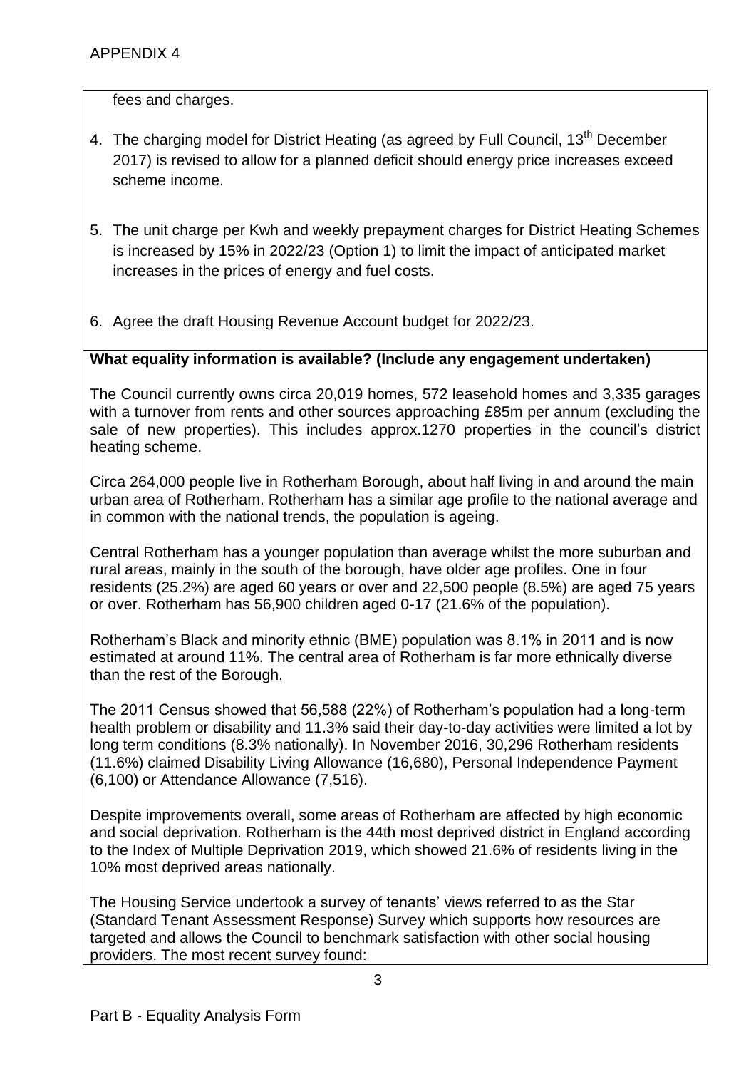fees and charges.

4. The charging model for District Heating (as agreed by Full Council, 13th December 2017) is revised to allow for a planned deficit should energy price increases exceed scheme income.

5. The unit charge per Kwh and weekly prepayment charges for District Heating Schemes is increased by 15% in 2022/23 (Option 1) to limit the impact of anticipated market increases in the prices of energy and fuel costs.

6. Agree the draft Housing Revenue Account budget for 2022/23.

**What equality information is available? (Include any engagement undertaken)**

The Council currently owns circa 20,019 homes, 572 leasehold homes and 3,335 garages with a turnover from rents and other sources approaching £85m per annum (excluding the sale of new properties). This includes approx.1270 properties in the council's district heating scheme.

Circa 264,000 people live in Rotherham Borough, about half living in and around the main urban area of Rotherham. Rotherham has a similar age profile to the national average and in common with the national trends, the population is ageing.

Central Rotherham has a younger population than average whilst the more suburban and rural areas, mainly in the south of the borough, have older age profiles. One in four residents (25.2%) are aged 60 years or over and 22,500 people (8.5%) are aged 75 years or over. Rotherham has 56,900 children aged 0-17 (21.6% of the population).

Rotherham's Black and minority ethnic (BME) population was 8.1% in 2011 and is now estimated at around 11%. The central area of Rotherham is far more ethnically diverse than the rest of the Borough.

The 2011 Census showed that 56,588 (22%) of Rotherham's population had a long-term health problem or disability and 11.3% said their day-to-day activities were limited a lot by long term conditions (8.3% nationally). In November 2016, 30,296 Rotherham residents (11.6%) claimed Disability Living Allowance (16,680), Personal Independence Payment (6,100) or Attendance Allowance (7,516).

Despite improvements overall, some areas of Rotherham are affected by high economic and social deprivation. Rotherham is the 44th most deprived district in England according to the Index of Multiple Deprivation 2019, which showed 21.6% of residents living in the 10% most deprived areas nationally.

The Housing Service undertook a survey of tenants' views referred to as the Star (Standard Tenant Assessment Response) Survey which supports how resources are targeted and allows the Council to benchmark satisfaction with other social housing providers. The most recent survey found: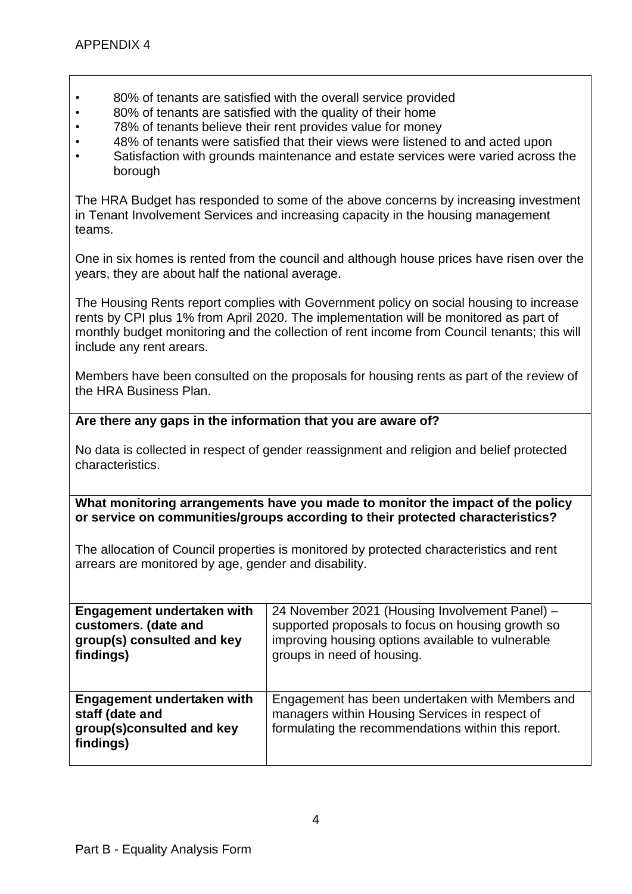- 80% of tenants are satisfied with the overall service provided
- 80% of tenants are satisfied with the quality of their home
- 78% of tenants believe their rent provides value for money
- 48% of tenants were satisfied that their views were listened to and acted upon
- Satisfaction with grounds maintenance and estate services were varied across the borough

The HRA Budget has responded to some of the above concerns by increasing investment in Tenant Involvement Services and increasing capacity in the housing management teams.

One in six homes is rented from the council and although house prices have risen over the years, they are about half the national average.

The Housing Rents report complies with Government policy on social housing to increase rents by CPI plus 1% from April 2020. The implementation will be monitored as part of monthly budget monitoring and the collection of rent income from Council tenants; this will include any rent arears.

Members have been consulted on the proposals for housing rents as part of the review of the HRA Business Plan.

**Are there any gaps in the information that you are aware of?**

No data is collected in respect of gender reassignment and religion and belief protected characteristics.

**What monitoring arrangements have you made to monitor the impact of the policy or service on communities/groups according to their protected characteristics?**

The allocation of Council properties is monitored by protected characteristics and rent arrears are monitored by age, gender and disability.

| | |
|---|---|
| **Engagement undertaken with customers. (date and group(s) consulted and key findings)** | 24 November 2021 (Housing Involvement Panel) – supported proposals to focus on housing growth so improving housing options available to vulnerable groups in need of housing. |
| **Engagement undertaken with staff (date and group(s)consulted and key findings)** | Engagement has been undertaken with Members and managers within Housing Services in respect of formulating the recommendations within this report. |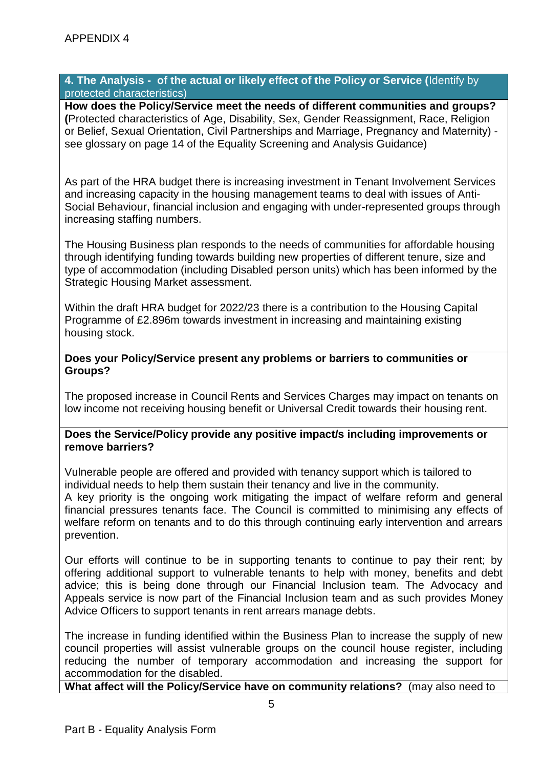APPENDIX 4

## 4. The Analysis - of the actual or likely effect of the Policy or Service (Identify by protected characteristics)

**How does the Policy/Service meet the needs of different communities and groups? (**Protected characteristics of Age, Disability, Sex, Gender Reassignment, Race, Religion or Belief, Sexual Orientation, Civil Partnerships and Marriage, Pregnancy and Maternity) - see glossary on page 14 of the Equality Screening and Analysis Guidance)

As part of the HRA budget there is increasing investment in Tenant Involvement Services and increasing capacity in the housing management teams to deal with issues of Anti-Social Behaviour, financial inclusion and engaging with under-represented groups through increasing staffing numbers.

The Housing Business plan responds to the needs of communities for affordable housing through identifying funding towards building new properties of different tenure, size and type of accommodation (including Disabled person units) which has been informed by the Strategic Housing Market assessment.

Within the draft HRA budget for 2022/23 there is a contribution to the Housing Capital Programme of £2.896m towards investment in increasing and maintaining existing housing stock.

**Does your Policy/Service present any problems or barriers to communities or Groups?**

The proposed increase in Council Rents and Services Charges may impact on tenants on low income not receiving housing benefit or Universal Credit towards their housing rent.

**Does the Service/Policy provide any positive impact/s including improvements or remove barriers?**

Vulnerable people are offered and provided with tenancy support which is tailored to individual needs to help them sustain their tenancy and live in the community.
A key priority is the ongoing work mitigating the impact of welfare reform and general financial pressures tenants face. The Council is committed to minimising any effects of welfare reform on tenants and to do this through continuing early intervention and arrears prevention.

Our efforts will continue to be in supporting tenants to continue to pay their rent; by offering additional support to vulnerable tenants to help with money, benefits and debt advice; this is being done through our Financial Inclusion team. The Advocacy and Appeals service is now part of the Financial Inclusion team and as such provides Money Advice Officers to support tenants in rent arrears manage debts.

The increase in funding identified within the Business Plan to increase the supply of new council properties will assist vulnerable groups on the council house register, including reducing the number of temporary accommodation and increasing the support for accommodation for the disabled.

**What affect will the Policy/Service have on community relations?** (may also need to

Part B - Equality Analysis Form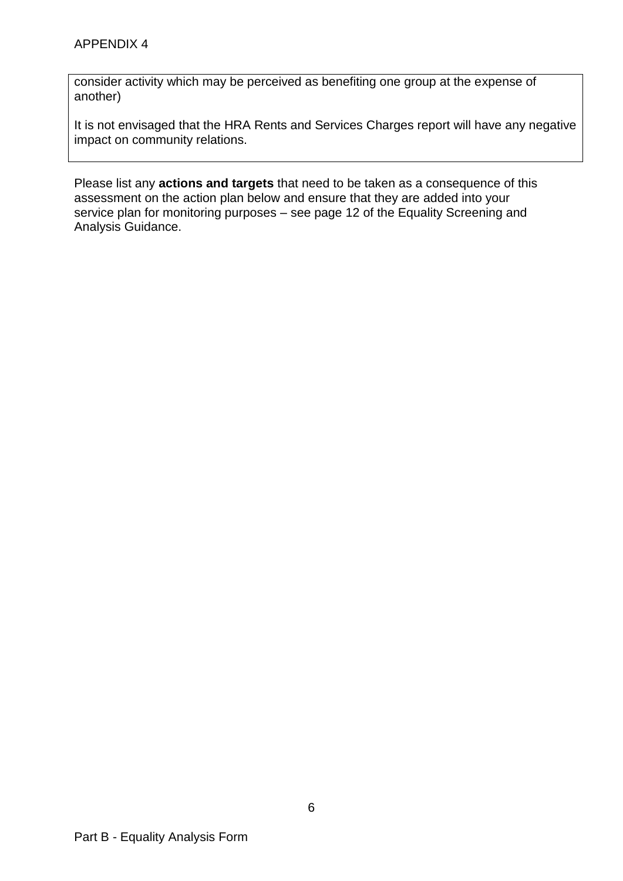consider activity which may be perceived as benefiting one group at the expense of another)

It is not envisaged that the HRA Rents and Services Charges report will have any negative impact on community relations.

Please list any **actions and targets** that need to be taken as a consequence of this assessment on the action plan below and ensure that they are added into your service plan for monitoring purposes – see page 12 of the Equality Screening and Analysis Guidance.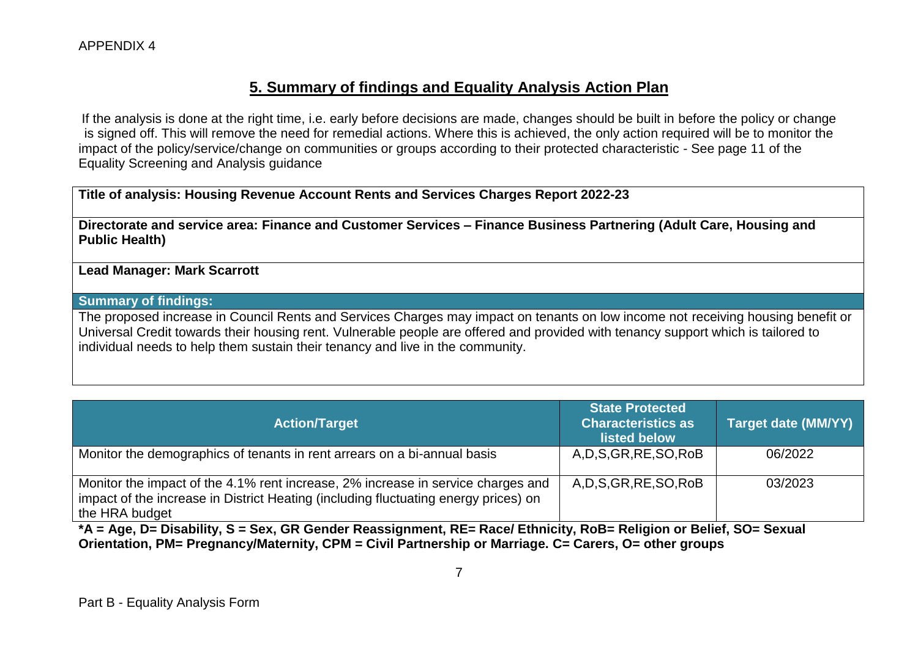APPENDIX 4

## 5. Summary of findings and Equality Analysis Action Plan

If the analysis is done at the right time, i.e. early before decisions are made, changes should be built in before the policy or change is signed off. This will remove the need for remedial actions. Where this is achieved, the only action required will be to monitor the impact of the policy/service/change on communities or groups according to their protected characteristic - See page 11 of the Equality Screening and Analysis guidance

**Title of analysis: Housing Revenue Account Rents and Services Charges Report 2022-23**

**Directorate and service area: Finance and Customer Services – Finance Business Partnering (Adult Care, Housing and Public Health)**

**Lead Manager: Mark Scarrott**

**Summary of findings:**

The proposed increase in Council Rents and Services Charges may impact on tenants on low income not receiving housing benefit or Universal Credit towards their housing rent. Vulnerable people are offered and provided with tenancy support which is tailored to individual needs to help them sustain their tenancy and live in the community.

| Action/Target | State Protected Characteristics as listed below | Target date (MM/YY) |
|---|---|---|
| Monitor the demographics of tenants in rent arrears on a bi-annual basis | A,D,S,GR,RE,SO,RoB | 06/2022 |
| Monitor the impact of the 4.1% rent increase, 2% increase in service charges and impact of the increase in District Heating (including fluctuating energy prices) on the HRA budget | A,D,S,GR,RE,SO,RoB | 03/2023 |

***A = Age, D= Disability, S = Sex, GR Gender Reassignment, RE= Race/ Ethnicity, RoB= Religion or Belief, SO= Sexual Orientation, PM= Pregnancy/Maternity, CPM = Civil Partnership or Marriage. C= Carers, O= other groups**

Part B - Equality Analysis Form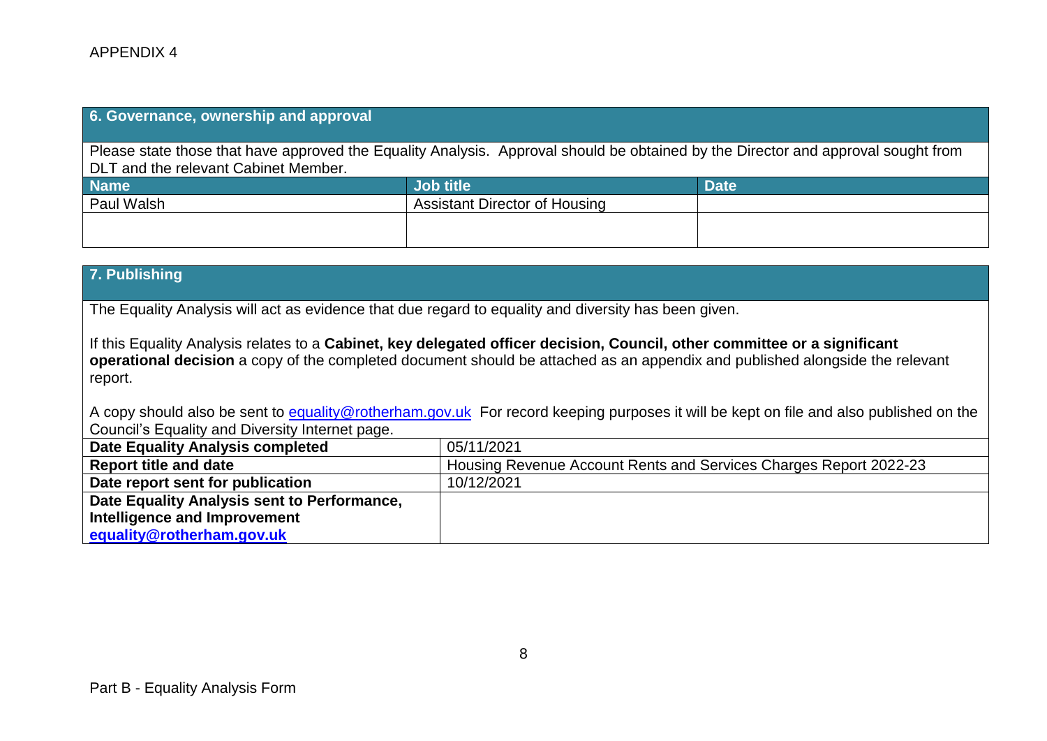APPENDIX 4

## 6. Governance, ownership and approval

Please state those that have approved the Equality Analysis. Approval should be obtained by the Director and approval sought from DLT and the relevant Cabinet Member.

| Name | Job title | Date |
| --- | --- | --- |
| Paul Walsh | Assistant Director of Housing | |
| | | |

## 7. Publishing

The Equality Analysis will act as evidence that due regard to equality and diversity has been given.

If this Equality Analysis relates to a **Cabinet, key delegated officer decision, Council, other committee or a significant operational decision** a copy of the completed document should be attached as an appendix and published alongside the relevant report.

A copy should also be sent to equality@rotherham.gov.uk For record keeping purposes it will be kept on file and also published on the Council's Equality and Diversity Internet page.

| | |
| --- | --- |
| **Date Equality Analysis completed** | 05/11/2021 |
| **Report title and date** | Housing Revenue Account Rents and Services Charges Report 2022-23 |
| **Date report sent for publication** | 10/12/2021 |
| **Date Equality Analysis sent to Performance, Intelligence and Improvement equality@rotherham.gov.uk** | |

Part B - Equality Analysis Form